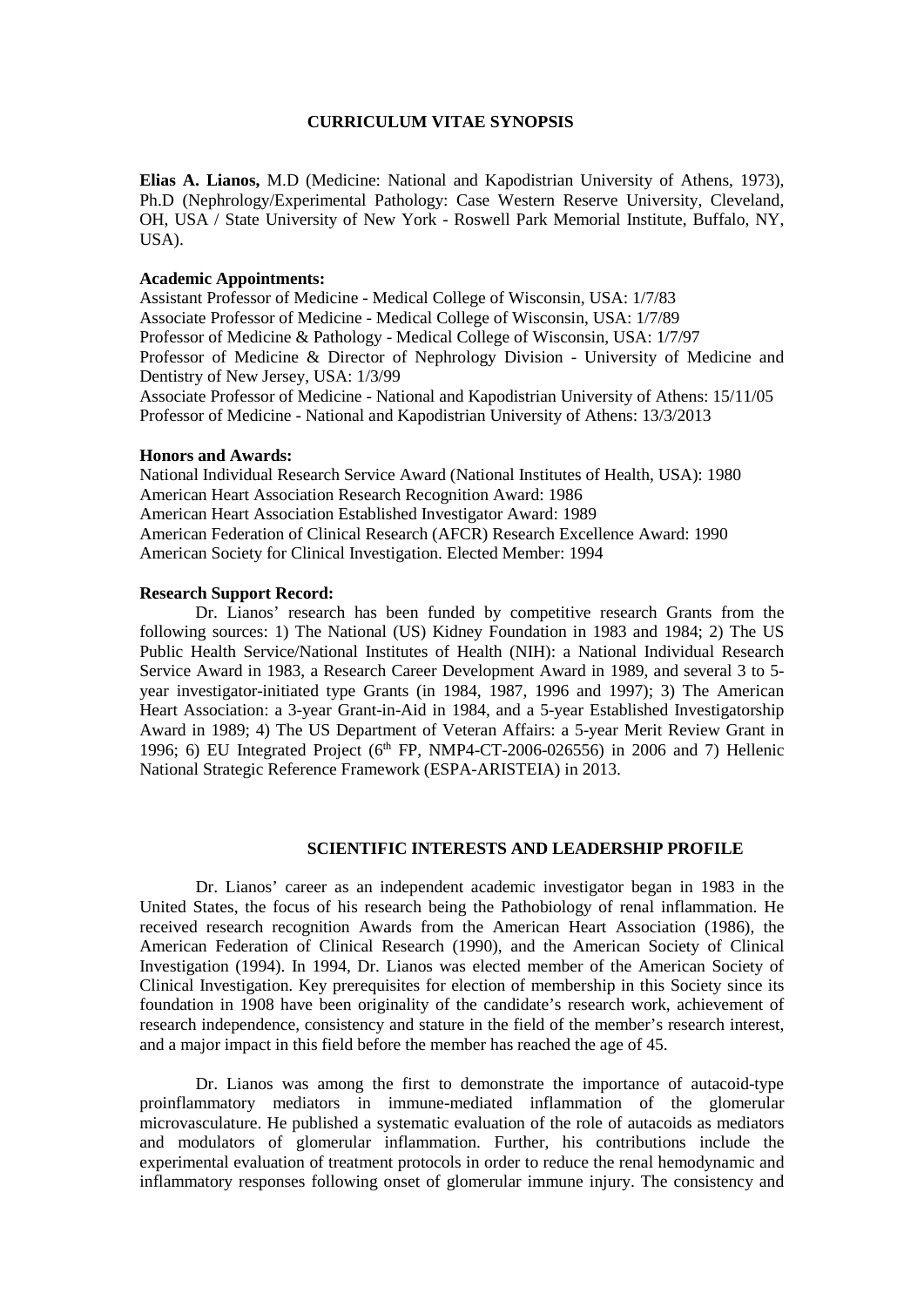## CURRICULUM VITAE SYNOPSIS

**Elias A. Lianos,** M.D (Medicine: National and Kapodistrian University of Athens, 1973), Ph.D (Nephrology/Experimental Pathology: Case Western Reserve University, Cleveland, OH, USA / State University of New York - Roswell Park Memorial Institute, Buffalo, NY, USA).

**Academic Appointments:**

Assistant Professor of Medicine - Medical College of Wisconsin, USA: 1/7/83
Associate Professor of Medicine - Medical College of Wisconsin, USA: 1/7/89
Professor of Medicine & Pathology - Medical College of Wisconsin, USA: 1/7/97
Professor of Medicine & Director of Nephrology Division - University of Medicine and Dentistry of New Jersey, USA: 1/3/99
Associate Professor of Medicine - National and Kapodistrian University of Athens: 15/11/05
Professor of Medicine - National and Kapodistrian University of Athens: 13/3/2013

**Honors and Awards:**

National Individual Research Service Award (National Institutes of Health, USA): 1980
American Heart Association Research Recognition Award: 1986
American Heart Association Established Investigator Award: 1989
American Federation of Clinical Research (AFCR) Research Excellence Award: 1990
American Society for Clinical Investigation. Elected Member: 1994

**Research Support Record:**

Dr. Lianos' research has been funded by competitive research Grants from the following sources: 1) The National (US) Kidney Foundation in 1983 and 1984; 2) The US Public Health Service/National Institutes of Health (NIH): a National Individual Research Service Award in 1983, a Research Career Development Award in 1989, and several 3 to 5-year investigator-initiated type Grants (in 1984, 1987, 1996 and 1997); 3) The American Heart Association: a 3-year Grant-in-Aid in 1984, and a 5-year Established Investigatorship Award in 1989; 4) The US Department of Veteran Affairs: a 5-year Merit Review Grant in 1996; 6) EU Integrated Project (6th FP, NMP4-CT-2006-026556) in 2006 and 7) Hellenic National Strategic Reference Framework (ESPA-ARISTEIA) in 2013.

## SCIENTIFIC INTERESTS AND LEADERSHIP PROFILE

Dr. Lianos' career as an independent academic investigator began in 1983 in the United States, the focus of his research being the Pathobiology of renal inflammation. He received research recognition Awards from the American Heart Association (1986), the American Federation of Clinical Research (1990), and the American Society of Clinical Investigation (1994). In 1994, Dr. Lianos was elected member of the American Society of Clinical Investigation. Key prerequisites for election of membership in this Society since its foundation in 1908 have been originality of the candidate's research work, achievement of research independence, consistency and stature in the field of the member's research interest, and a major impact in this field before the member has reached the age of 45.

Dr. Lianos was among the first to demonstrate the importance of autacoid-type proinflammatory mediators in immune-mediated inflammation of the glomerular microvasculature. He published a systematic evaluation of the role of autacoids as mediators and modulators of glomerular inflammation. Further, his contributions include the experimental evaluation of treatment protocols in order to reduce the renal hemodynamic and inflammatory responses following onset of glomerular immune injury. The consistency and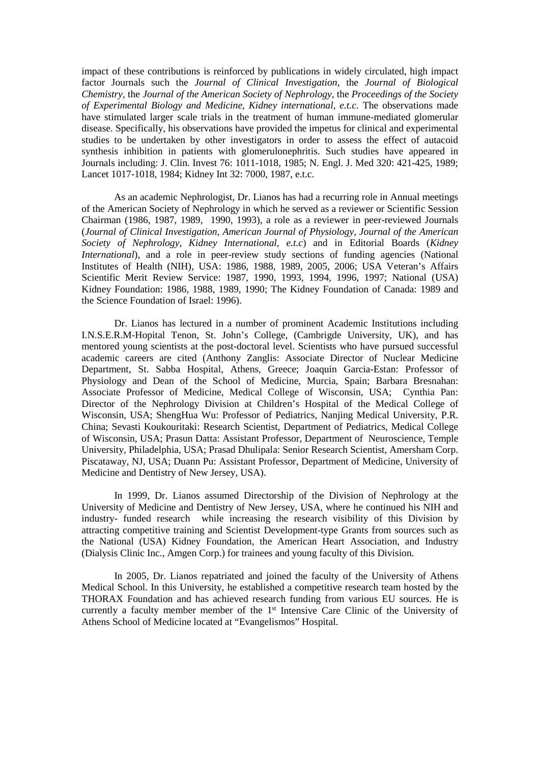impact of these contributions is reinforced by publications in widely circulated, high impact factor Journals such the *Journal of Clinical Investigation*, the *Journal of Biological Chemistry*, the *Journal of the American Society of Nephrology*, the *Proceedings of the Society of Experimental Biology and Medicine*, *Kidney international*, *e.t.c.* The observations made have stimulated larger scale trials in the treatment of human immune-mediated glomerular disease. Specifically, his observations have provided the impetus for clinical and experimental studies to be undertaken by other investigators in order to assess the effect of autacoid synthesis inhibition in patients with glomerulonephritis. Such studies have appeared in Journals including: J. Clin. Invest 76: 1011-1018, 1985; N. Engl. J. Med 320: 421-425, 1989; Lancet 1017-1018, 1984; Kidney Int 32: 7000, 1987, e.t.c.

As an academic Nephrologist, Dr. Lianos has had a recurring role in Annual meetings of the American Society of Nephrology in which he served as a reviewer or Scientific Session Chairman (1986, 1987, 1989, 1990, 1993), a role as a reviewer in peer-reviewed Journals (*Journal of Clinical Investigation, American Journal of Physiology, Journal of the American Society of Nephrology, Kidney International, e.t.c*) and in Editorial Boards (*Kidney International*), and a role in peer-review study sections of funding agencies (National Institutes of Health (NIH), USA: 1986, 1988, 1989, 2005, 2006; USA Veteran's Affairs Scientific Merit Review Service: 1987, 1990, 1993, 1994, 1996, 1997; National (USA) Kidney Foundation: 1986, 1988, 1989, 1990; The Kidney Foundation of Canada: 1989 and the Science Foundation of Israel: 1996).

Dr. Lianos has lectured in a number of prominent Academic Institutions including I.N.S.E.R.M-Hopital Tenon, St. John's College, (Cambrigde University, UK), and has mentored young scientists at the post-doctoral level. Scientists who have pursued successful academic careers are cited (Anthony Zanglis: Associate Director of Nuclear Medicine Department, St. Sabba Hospital, Athens, Greece; Joaquin Garcia-Estan: Professor of Physiology and Dean of the School of Medicine, Murcia, Spain; Barbara Bresnahan: Associate Professor of Medicine, Medical College of Wisconsin, USA; Cynthia Pan: Director of the Nephrology Division at Children's Hospital of the Medical College of Wisconsin, USA; ShengHua Wu: Professor of Pediatrics, Nanjing Medical University, P.R. China; Sevasti Koukouritaki: Research Scientist, Department of Pediatrics, Medical College of Wisconsin, USA; Prasun Datta: Assistant Professor, Department of Neuroscience, Temple University, Philadelphia, USA; Prasad Dhulipala: Senior Research Scientist, Amersham Corp. Piscataway, NJ, USA; Duann Pu: Assistant Professor, Department of Medicine, University of Medicine and Dentistry of New Jersey, USA).

In 1999, Dr. Lianos assumed Directorship of the Division of Nephrology at the University of Medicine and Dentistry of New Jersey, USA, where he continued his NIH and industry- funded research while increasing the research visibility of this Division by attracting competitive training and Scientist Development-type Grants from sources such as the National (USA) Kidney Foundation, the American Heart Association, and Industry (Dialysis Clinic Inc., Amgen Corp.) for trainees and young faculty of this Division.

In 2005, Dr. Lianos repatriated and joined the faculty of the University of Athens Medical School. In this University, he established a competitive research team hosted by the THORAX Foundation and has achieved research funding from various EU sources. He is currently a faculty member member of the 1st Intensive Care Clinic of the University of Athens School of Medicine located at "Evangelismos" Hospital.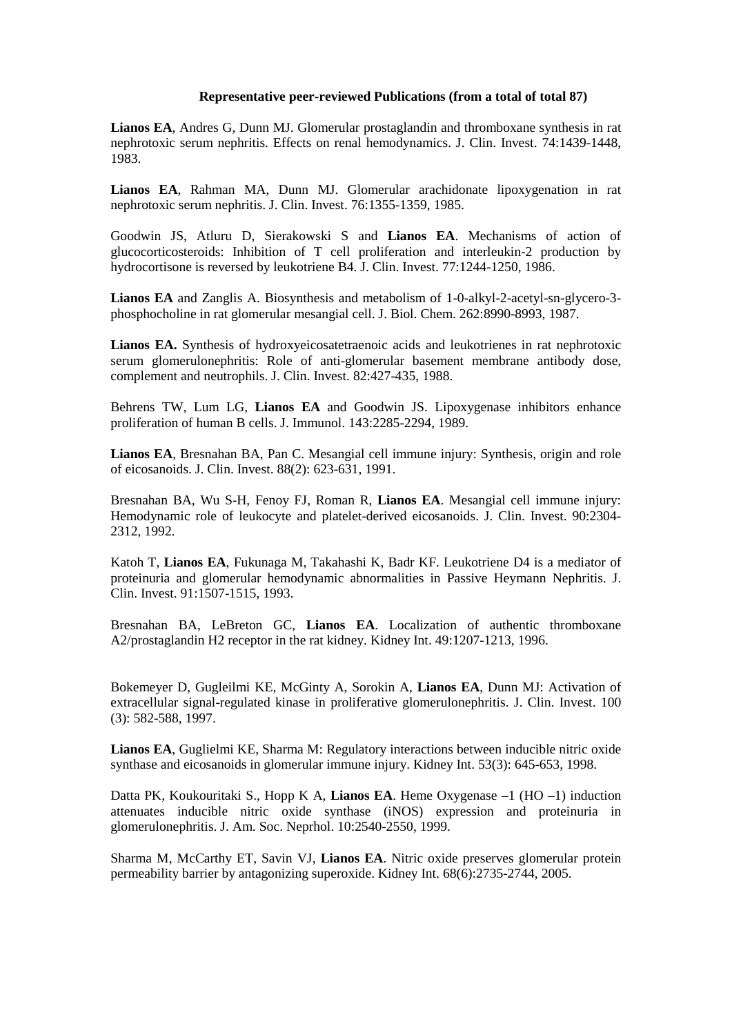**Representative peer-reviewed Publications (from a total of total 87)**

**Lianos EA**, Andres G, Dunn MJ. Glomerular prostaglandin and thromboxane synthesis in rat nephrotoxic serum nephritis. Effects on renal hemodynamics. J. Clin. Invest. 74:1439-1448, 1983.

**Lianos EA**, Rahman MA, Dunn MJ. Glomerular arachidonate lipoxygenation in rat nephrotoxic serum nephritis. J. Clin. Invest. 76:1355-1359, 1985.

Goodwin JS, Atluru D, Sierakowski S and **Lianos EA**. Mechanisms of action of glucocorticosteroids: Inhibition of T cell proliferation and interleukin-2 production by hydrocortisone is reversed by leukotriene B4. J. Clin. Invest. 77:1244-1250, 1986.

**Lianos EA** and Zanglis A. Biosynthesis and metabolism of 1-0-alkyl-2-acetyl-sn-glycero-3-phosphocholine in rat glomerular mesangial cell. J. Biol. Chem. 262:8990-8993, 1987.

**Lianos EA.** Synthesis of hydroxyeicosatetraenoic acids and leukotrienes in rat nephrotoxic serum glomerulonephritis: Role of anti-glomerular basement membrane antibody dose, complement and neutrophils. J. Clin. Invest. 82:427-435, 1988.

Behrens TW, Lum LG, **Lianos EA** and Goodwin JS. Lipoxygenase inhibitors enhance proliferation of human B cells. J. Immunol. 143:2285-2294, 1989.

**Lianos EA**, Bresnahan BA, Pan C. Mesangial cell immune injury: Synthesis, origin and role of eicosanoids. J. Clin. Invest. 88(2): 623-631, 1991.

Bresnahan BA, Wu S-H, Fenoy FJ, Roman R, **Lianos EA**. Mesangial cell immune injury: Hemodynamic role of leukocyte and platelet-derived eicosanoids. J. Clin. Invest. 90:2304-2312, 1992.

Katoh T, **Lianos EA**, Fukunaga M, Takahashi K, Badr KF. Leukotriene D4 is a mediator of proteinuria and glomerular hemodynamic abnormalities in Passive Heymann Nephritis. J. Clin. Invest. 91:1507-1515, 1993.

Bresnahan BA, LeBreton GC, **Lianos EA**. Localization of authentic thromboxane A2/prostaglandin H2 receptor in the rat kidney. Kidney Int. 49:1207-1213, 1996.

Bokemeyer D, Gugleilmi KE, McGinty A, Sorokin A, **Lianos EA**, Dunn MJ: Activation of extracellular signal-regulated kinase in proliferative glomerulonephritis. J. Clin. Invest. 100 (3): 582-588, 1997.

**Lianos EA**, Guglielmi KE, Sharma M: Regulatory interactions between inducible nitric oxide synthase and eicosanoids in glomerular immune injury. Kidney Int. 53(3): 645-653, 1998.

Datta PK, Koukouritaki S., Hopp K A, **Lianos EA**. Heme Oxygenase –1 (HO –1) induction attenuates inducible nitric oxide synthase (iNOS) expression and proteinuria in glomerulonephritis. J. Am. Soc. Neprhol. 10:2540-2550, 1999.

Sharma M, McCarthy ET, Savin VJ, **Lianos EA**. Nitric oxide preserves glomerular protein permeability barrier by antagonizing superoxide. Kidney Int. 68(6):2735-2744, 2005.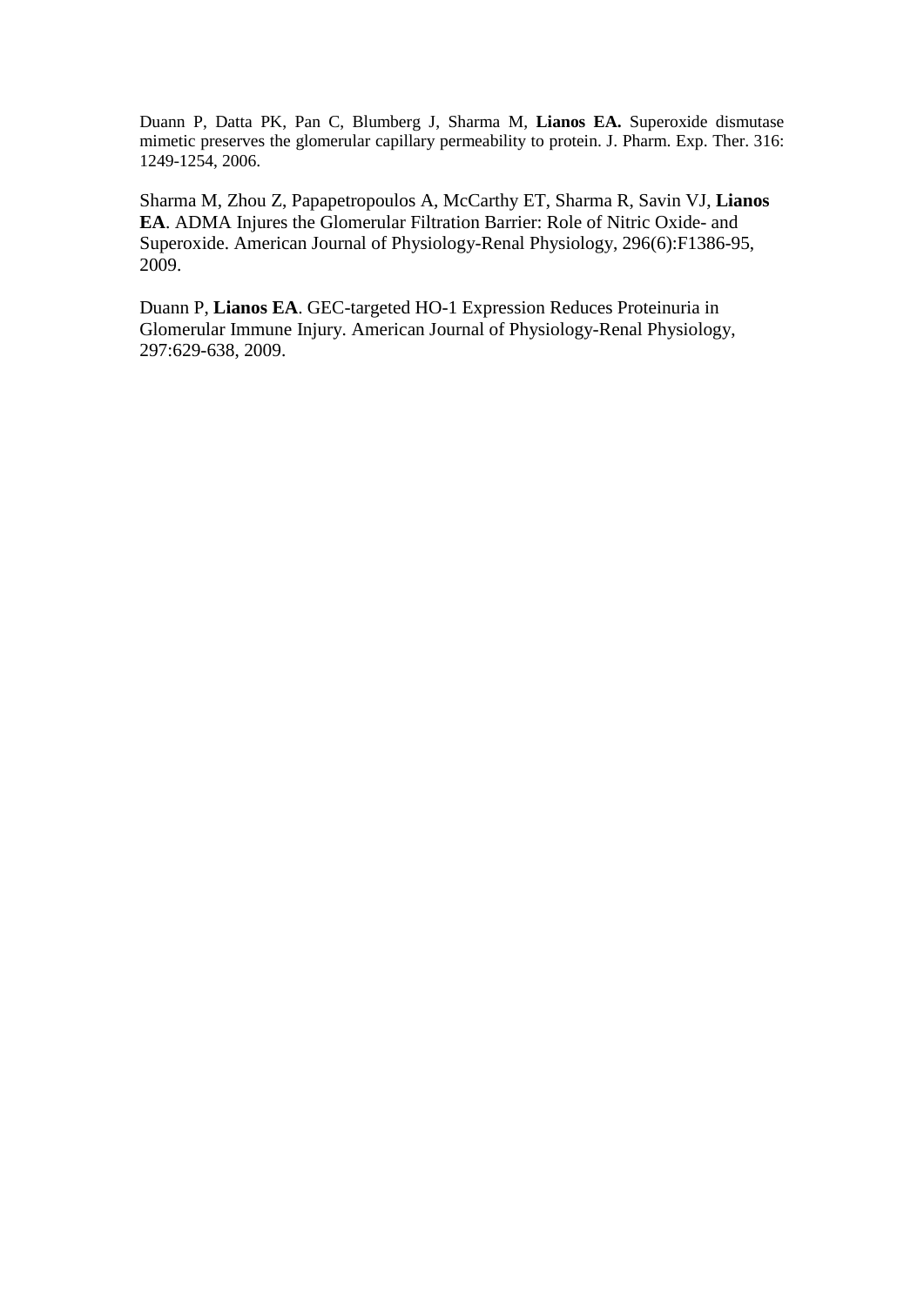Duann P, Datta PK, Pan C, Blumberg J, Sharma M, **Lianos EA.** Superoxide dismutase mimetic preserves the glomerular capillary permeability to protein. J. Pharm. Exp. Ther. 316: 1249-1254, 2006.

Sharma M, Zhou Z, Papapetropoulos A, McCarthy ET, Sharma R, Savin VJ, **Lianos EA**. ADMA Injures the Glomerular Filtration Barrier: Role of Nitric Oxide- and Superoxide. American Journal of Physiology-Renal Physiology, 296(6):F1386-95, 2009.

Duann P, **Lianos EA**. GEC-targeted HO-1 Expression Reduces Proteinuria in Glomerular Immune Injury. American Journal of Physiology-Renal Physiology, 297:629-638, 2009.